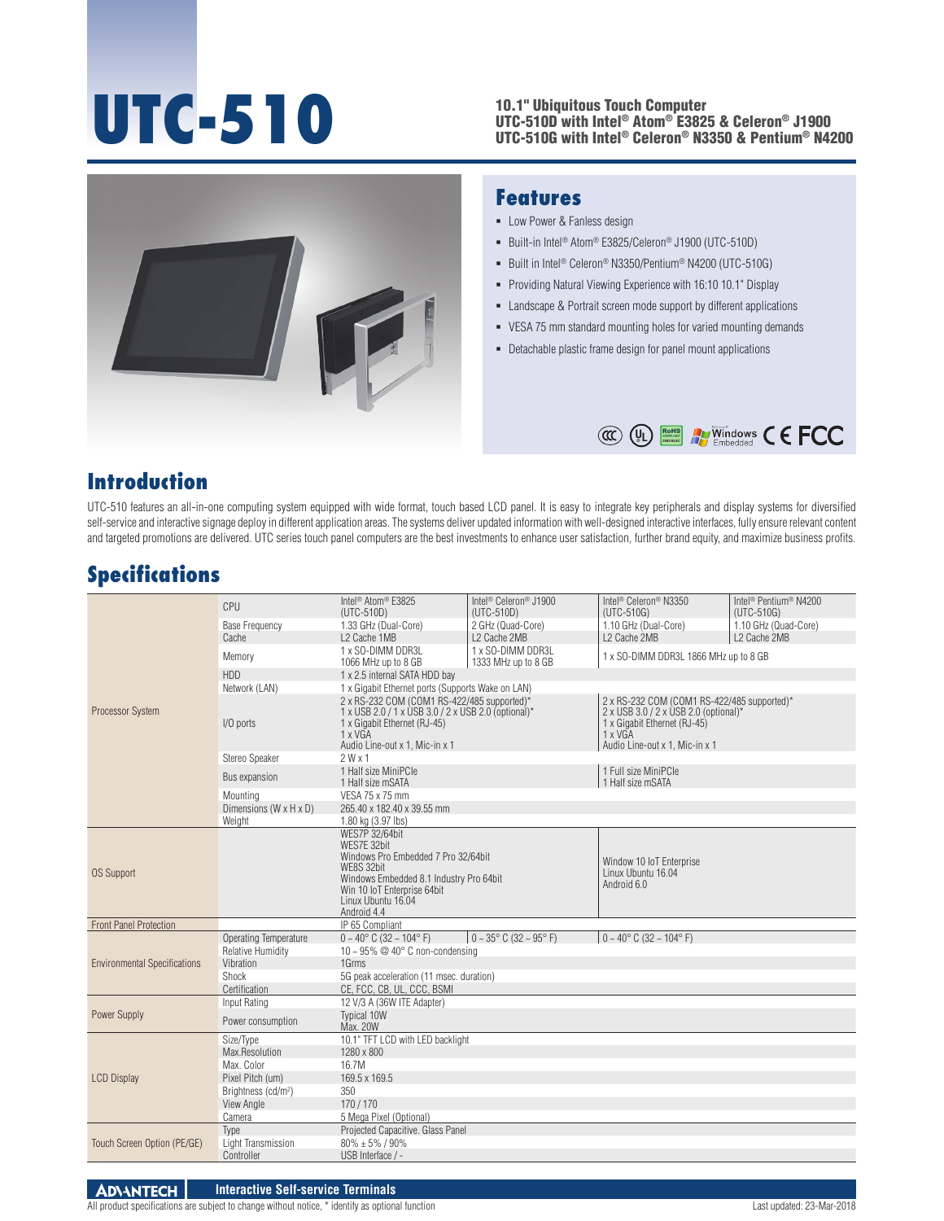# UTC-510

**10.1" Ubiquitous Touch Computer**
**UTC-510D with Intel® Atom® E3825 & Celeron® J1900**
**UTC-510G with Intel® Celeron® N3350 & Pentium® N4200**

## Features

- Low Power & Fanless design
- Built-in Intel® Atom® E3825/Celeron® J1900 (UTC-510D)
- Built in Intel® Celeron® N3350/Pentium® N4200 (UTC-510G)
- Providing Natural Viewing Experience with 16:10 10.1" Display
- Landscape & Portrait screen mode support by different applications
- VESA 75 mm standard mounting holes for varied mounting demands
- Detachable plastic frame design for panel mount applications

## Introduction

UTC-510 features an all-in-one computing system equipped with wide format, touch based LCD panel. It is easy to integrate key peripherals and display systems for diversified self-service and interactive signage deploy in different application areas. The systems deliver updated information with well-designed interactive interfaces, fully ensure relevant content and targeted promotions are delivered. UTC series touch panel computers are the best investments to enhance user satisfaction, further brand equity, and maximize business profits.

## Specifications

| | | | | | |
|---|---|---|---|---|---|
| Processor System | CPU | Intel® Atom® E3825 (UTC-510D) | Intel® Celeron® J1900 (UTC-510D) | Intel® Celeron® N3350 (UTC-510G) | Intel® Pentium® N4200 (UTC-510G) |
| | Base Frequency | 1.33 GHz (Dual-Core) | 2 GHz (Quad-Core) | 1.10 GHz (Dual-Core) | 1.10 GHz (Quad-Core) |
| | Cache | L2 Cache 1MB | L2 Cache 2MB | L2 Cache 2MB | L2 Cache 2MB |
| | Memory | 1 x SO-DIMM DDR3L 1066 MHz up to 8 GB | 1 x SO-DIMM DDR3L 1333 MHz up to 8 GB | 1 x SO-DIMM DDR3L 1866 MHz up to 8 GB | |
| | HDD | 1 x 2.5 internal SATA HDD bay | | | |
| | Network (LAN) | 1 x Gigabit Ethernet ports (Supports Wake on LAN) | | | |
| | I/O ports | 2 x RS-232 COM (COM1 RS-422/485 supported)*<br>1 x USB 2.0 / 1 x USB 3.0 / 2 x USB 2.0 (optional)*<br>1 x Gigabit Ethernet (RJ-45)<br>1 x VGA<br>Audio Line-out x 1, Mic-in x 1 | | 2 x RS-232 COM (COM1 RS-422/485 supported)*<br>2 x USB 3.0 / 2 x USB 2.0 (optional)*<br>1 x Gigabit Ethernet (RJ-45)<br>1 x VGA<br>Audio Line-out x 1, Mic-in x 1 | |
| | Stereo Speaker | 2 W x 1 | | | |
| | Bus expansion | 1 Half size MiniPCIe<br>1 Half size mSATA | | 1 Full size MiniPCIe<br>1 Half size mSATA | |
| | Mounting | VESA 75 x 75 mm | | | |
| | Dimensions (W x H x D) | 265.40 x 182.40 x 39.55 mm | | | |
| | Weight | 1.80 kg (3.97 lbs) | | | |
| OS Support | | WES7P 32/64bit<br>WES7E 32bit<br>Windows Pro Embedded 7 Pro 32/64bit<br>WE8S 32bit<br>Windows Embedded 8.1 Industry Pro 64bit<br>Win 10 IoT Enterprise 64bit<br>Linux Ubuntu 16.04<br>Android 4.4 | | Window 10 IoT Enterprise<br>Linux Ubuntu 16.04<br>Android 6.0 | |
| Front Panel Protection | | IP 65 Compliant | | | |
| Environmental Specifications | Operating Temperature | 0 ~ 40° C (32 ~ 104° F) | 0 ~ 35° C (32 ~ 95° F) | 0 ~ 40° C (32 ~ 104° F) | |
| | Relative Humidity | 10 ~ 95% @ 40° C non-condensing | | | |
| | Vibration | 1Grms | | | |
| | Shock | 5G peak acceleration (11 msec. duration) | | | |
| | Certification | CE, FCC, CB, UL, CCC, BSMI | | | |
| Power Supply | Input Rating | 12 V/3 A (36W ITE Adapter) | | | |
| | Power consumption | Typical 10W<br>Max. 20W | | | |
| LCD Display | Size/Type | 10.1" TFT LCD with LED backlight | | | |
| | Max.Resolution | 1280 x 800 | | | |
| | Max. Color | 16.7M | | | |
| | Pixel Pitch (um) | 169.5 x 169.5 | | | |
| | Brightness (cd/m²) | 350 | | | |
| | View Angle | 170 / 170 | | | |
| | Camera | 5 Mega Pixel (Optional) | | | |
| Touch Screen Option (PE/GE) | Type | Projected Capacitive. Glass Panel | | | |
| | Light Transmission | 80% ± 5% / 90% | | | |
| | Controller | USB Interface / - | | | |

All product specifications are subject to change without notice, * identify as optional function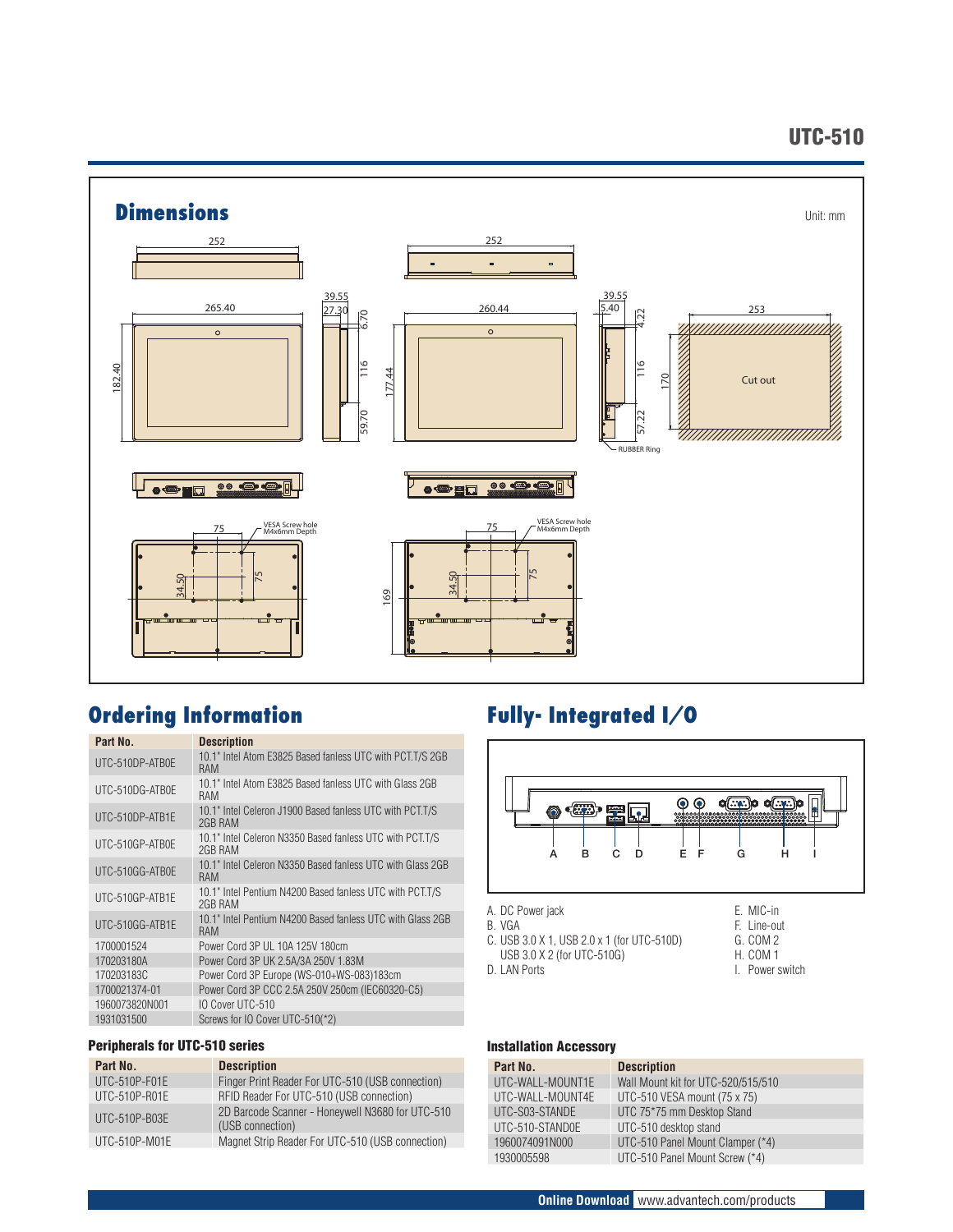# UTC-510

## Dimensions

Unit: mm

252

252

265.40

39.55

27.30

6.70

116

59.70

182.40

260.44

39.55

5.40

4.22

116

57.22

177.44

RUBBER Ring

253

170

Cut out

75

VESA Screw hole M4x6mm Depth

34.50

75

75

VESA Screw hole M4x6mm Depth

34.50

75

169

## Ordering Information

| Part No. | Description |
|---|---|
| UTC-510DP-ATB0E | 10.1" Intel Atom E3825 Based fanless UTC with PCT.T/S 2GB RAM |
| UTC-510DG-ATB0E | 10.1" Intel Atom E3825 Based fanless UTC with Glass 2GB RAM |
| UTC-510DP-ATB1E | 10.1" Intel Celeron J1900 Based fanless UTC with PCT.T/S 2GB RAM |
| UTC-510GP-ATB0E | 10.1" Intel Celeron N3350 Based fanless UTC with PCT.T/S 2GB RAM |
| UTC-510GG-ATB0E | 10.1" Intel Celeron N3350 Based fanless UTC with Glass 2GB RAM |
| UTC-510GP-ATB1E | 10.1" Intel Pentium N4200 Based fanless UTC with PCT.T/S 2GB RAM |
| UTC-510GG-ATB1E | 10.1" Intel Pentium N4200 Based fanless UTC with Glass 2GB RAM |
| 1700001524 | Power Cord 3P UL 10A 125V 180cm |
| 170203180A | Power Cord 3P UK 2.5A/3A 250V 1.83M |
| 170203183C | Power Cord 3P Europe (WS-010+WS-083)183cm |
| 1700021374-01 | Power Cord 3P CCC 2.5A 250V 250cm (IEC60320-C5) |
| 1960073820N001 | IO Cover UTC-510 |
| 1931031500 | Screws for IO Cover UTC-510(*2) |

### Peripherals for UTC-510 series

| Part No. | Description |
|---|---|
| UTC-510P-F01E | Finger Print Reader For UTC-510 (USB connection) |
| UTC-510P-R01E | RFID Reader For UTC-510 (USB connection) |
| UTC-510P-B03E | 2D Barcode Scanner - Honeywell N3680 for UTC-510 (USB connection) |
| UTC-510P-M01E | Magnet Strip Reader For UTC-510 (USB connection) |

## Fully- Integrated I/O

A B C D E F G H I

- A. DC Power jack
- B. VGA
- C. USB 3.0 X 1, USB 2.0 x 1 (for UTC-510D)
  USB 3.0 X 2 (for UTC-510G)
- D. LAN Ports
- E. MIC-in
- F. Line-out
- G. COM 2
- H. COM 1
- I. Power switch

### Installation Accessory

| Part No. | Description |
|---|---|
| UTC-WALL-MOUNT1E | Wall Mount kit for UTC-520/515/510 |
| UTC-WALL-MOUNT4E | UTC-510 VESA mount (75 x 75) |
| UTC-S03-STANDE | UTC 75*75 mm Desktop Stand |
| UTC-510-STAND0E | UTC-510 desktop stand |
| 1960074091N000 | UTC-510 Panel Mount Clamper (*4) |
| 1930005598 | UTC-510 Panel Mount Screw (*4) |

**Online Download** www.advantech.com/products